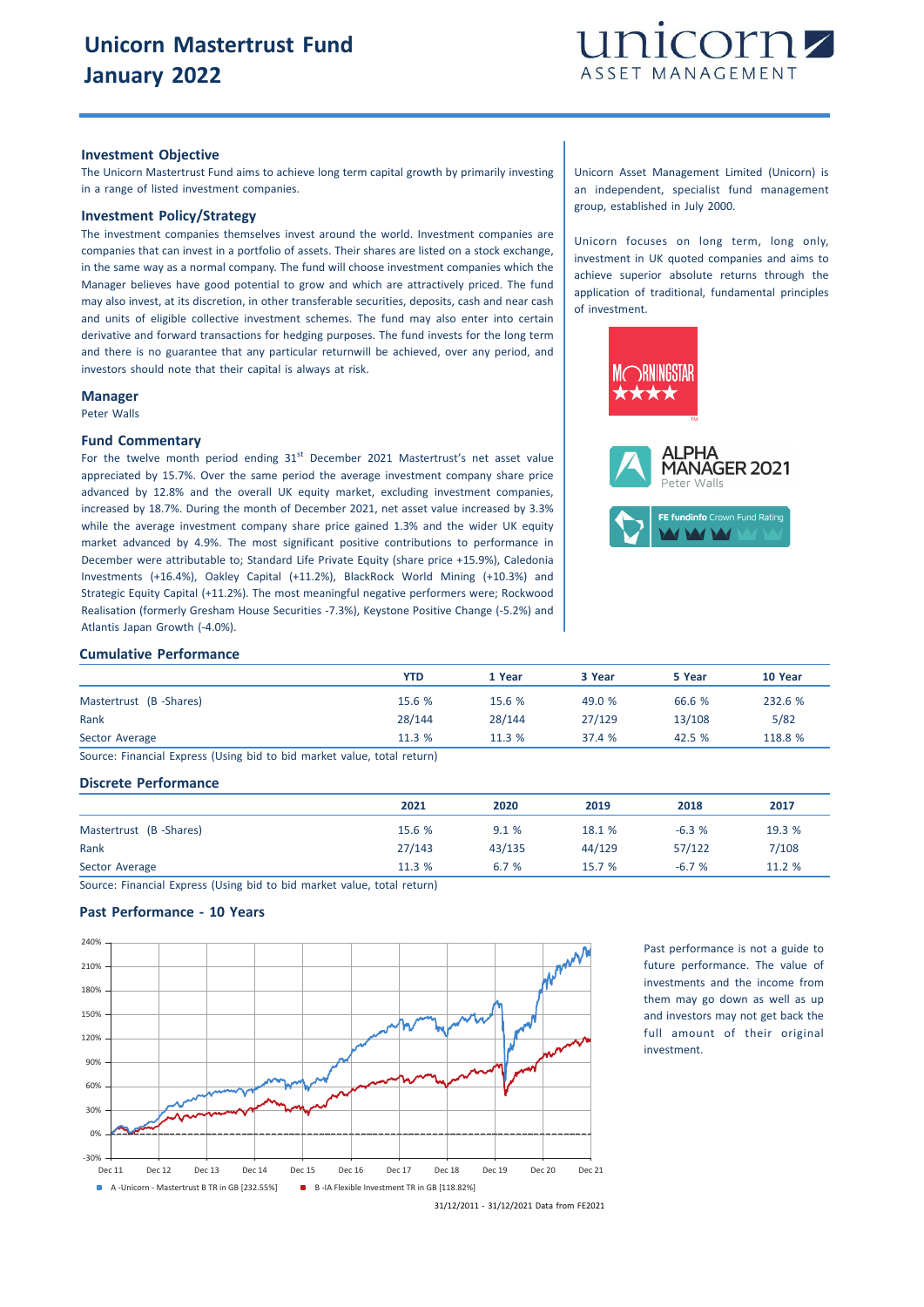# Unicorn Mastertrust Fund
# January 2022

unicorn ASSET MANAGEMENT

### Investment Objective

The Unicorn Mastertrust Fund aims to achieve long term capital growth by primarily investing in a range of listed investment companies.

### Investment Policy/Strategy

The investment companies themselves invest around the world. Investment companies are companies that can invest in a portfolio of assets. Their shares are listed on a stock exchange, in the same way as a normal company. The fund will choose investment companies which the Manager believes have good potential to grow and which are attractively priced. The fund may also invest, at its discretion, in other transferable securities, deposits, cash and near cash and units of eligible collective investment schemes. The fund may also enter into certain derivative and forward transactions for hedging purposes. The fund invests for the long term and there is no guarantee that any particular returnwill be achieved, over any period, and investors should note that their capital is always at risk.

### Manager

Peter Walls

### Fund Commentary

For the twelve month period ending 31st December 2021 Mastertrust's net asset value appreciated by 15.7%. Over the same period the average investment company share price advanced by 12.8% and the overall UK equity market, excluding investment companies, increased by 18.7%. During the month of December 2021, net asset value increased by 3.3% while the average investment company share price gained 1.3% and the wider UK equity market advanced by 4.9%. The most significant positive contributions to performance in December were attributable to; Standard Life Private Equity (share price +15.9%), Caledonia Investments (+16.4%), Oakley Capital (+11.2%), BlackRock World Mining (+10.3%) and Strategic Equity Capital (+11.2%). The most meaningful negative performers were; Rockwood Realisation (formerly Gresham House Securities -7.3%), Keystone Positive Change (-5.2%) and Atlantis Japan Growth (-4.0%).

Unicorn Asset Management Limited (Unicorn) is an independent, specialist fund management group, established in July 2000.

Unicorn focuses on long term, long only, investment in UK quoted companies and aims to achieve superior absolute returns through the application of traditional, fundamental principles of investment.

MORNINGSTAR ★★★★

ALPHA MANAGER 2021 Peter Walls

FE fundinfo Crown Fund Rating

### Cumulative Performance

| | YTD | 1 Year | 3 Year | 5 Year | 10 Year |
|---|---|---|---|---|---|
| Mastertrust (B -Shares) | 15.6 % | 15.6 % | 49.0 % | 66.6 % | 232.6 % |
| Rank | 28/144 | 28/144 | 27/129 | 13/108 | 5/82 |
| Sector Average | 11.3 % | 11.3 % | 37.4 % | 42.5 % | 118.8 % |

Source: Financial Express (Using bid to bid market value, total return)

### Discrete Performance

| | 2021 | 2020 | 2019 | 2018 | 2017 |
|---|---|---|---|---|---|
| Mastertrust (B -Shares) | 15.6 % | 9.1 % | 18.1 % | -6.3 % | 19.3 % |
| Rank | 27/143 | 43/135 | 44/129 | 57/122 | 7/108 |
| Sector Average | 11.3 % | 6.7 % | 15.7 % | -6.7 % | 11.2 % |

Source: Financial Express (Using bid to bid market value, total return)

### Past Performance - 10 Years

A -Unicorn - Mastertrust B TR in GB [232.55%]   B -IA Flexible Investment TR in GB [118.82%]

31/12/2011 - 31/12/2021 Data from FE2021

Past performance is not a guide to future performance. The value of investments and the income from them may go down as well as up and investors may not get back the full amount of their original investment.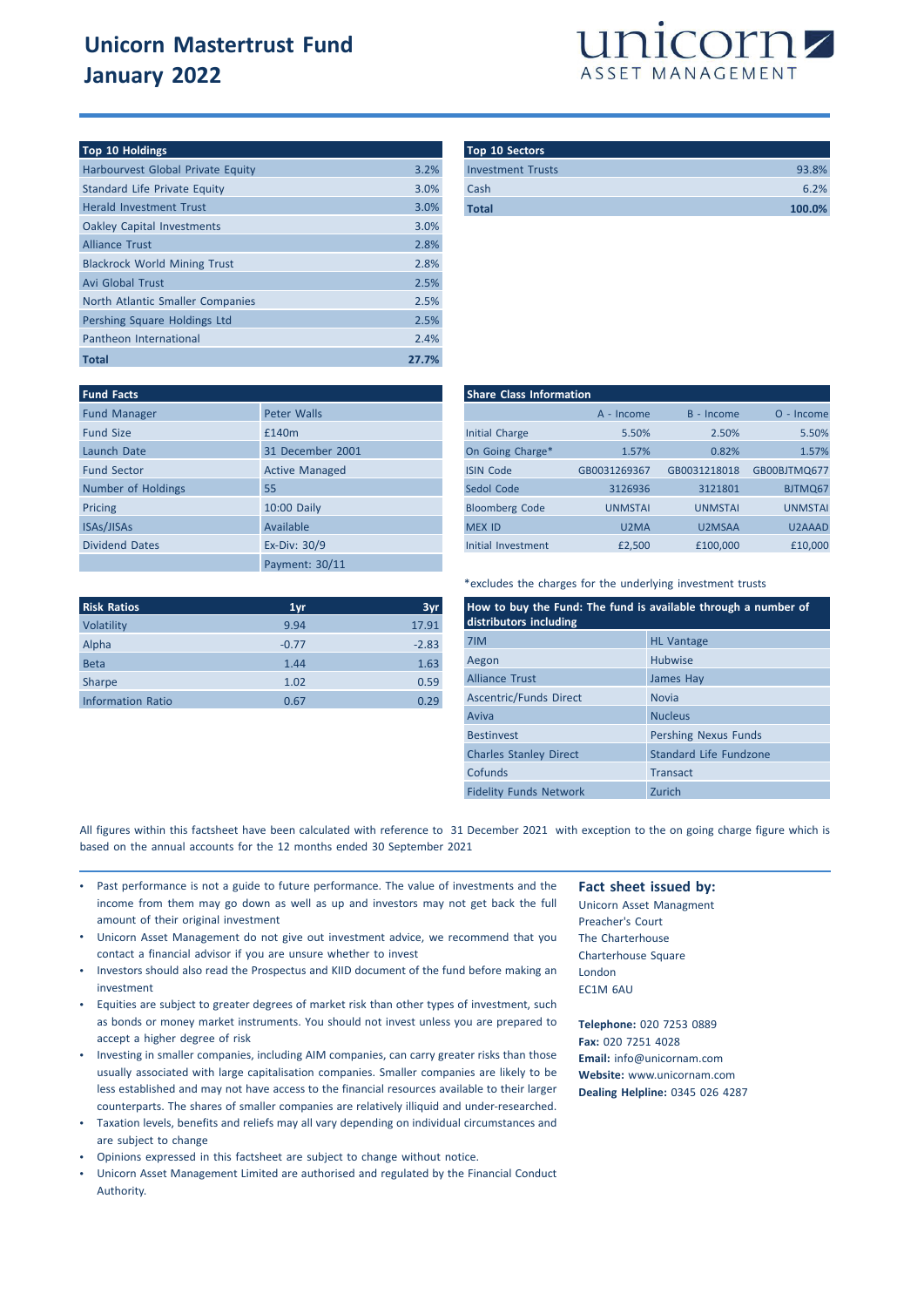# Unicorn Mastertrust Fund
## January 2022

| Top 10 Holdings | |
|---|---|
| Harbourvest Global Private Equity | 3.2% |
| Standard Life Private Equity | 3.0% |
| Herald Investment Trust | 3.0% |
| Oakley Capital Investments | 3.0% |
| Alliance Trust | 2.8% |
| Blackrock World Mining Trust | 2.8% |
| Avi Global Trust | 2.5% |
| North Atlantic Smaller Companies | 2.5% |
| Pershing Square Holdings Ltd | 2.5% |
| Pantheon International | 2.4% |
| **Total** | **27.7%** |

| Top 10 Sectors | |
|---|---|
| Investment Trusts | 93.8% |
| Cash | 6.2% |
| **Total** | **100.0%** |

| Fund Facts | |
|---|---|
| Fund Manager | Peter Walls |
| Fund Size | £140m |
| Launch Date | 31 December 2001 |
| Fund Sector | Active Managed |
| Number of Holdings | 55 |
| Pricing | 10:00 Daily |
| ISAs/JISAs | Available |
| Dividend Dates | Ex-Div: 30/9 |
| | Payment: 30/11 |

| Share Class Information | A - Income | B - Income | O - Income |
|---|---|---|---|
| Initial Charge | 5.50% | 2.50% | 5.50% |
| On Going Charge* | 1.57% | 0.82% | 1.57% |
| ISIN Code | GB0031269367 | GB0031218018 | GB00BJTMQ677 |
| Sedol Code | 3126936 | 3121801 | BJTMQ67 |
| Bloomberg Code | UNMSTAI | UNMSTAI | UNMSTAI |
| MEX ID | U2MA | U2MSAA | U2AAAD |
| Initial Investment | £2,500 | £100,000 | £10,000 |

*excludes the charges for the underlying investment trusts

| Risk Ratios | 1yr | 3yr |
|---|---|---|
| Volatility | 9.94 | 17.91 |
| Alpha | -0.77 | -2.83 |
| Beta | 1.44 | 1.63 |
| Sharpe | 1.02 | 0.59 |
| Information Ratio | 0.67 | 0.29 |

| How to buy the Fund: The fund is available through a number of distributors including | |
|---|---|
| 7IM | HL Vantage |
| Aegon | Hubwise |
| Alliance Trust | James Hay |
| Ascentric/Funds Direct | Novia |
| Aviva | Nucleus |
| Bestinvest | Pershing Nexus Funds |
| Charles Stanley Direct | Standard Life Fundzone |
| Cofunds | Transact |
| Fidelity Funds Network | Zurich |

All figures within this factsheet have been calculated with reference to 31 December 2021 with exception to the on going charge figure which is based on the annual accounts for the 12 months ended 30 September 2021

- Past performance is not a guide to future performance. The value of investments and the income from them may go down as well as up and investors may not get back the full amount of their original investment
- Unicorn Asset Management do not give out investment advice, we recommend that you contact a financial advisor if you are unsure whether to invest
- Investors should also read the Prospectus and KIID document of the fund before making an investment
- Equities are subject to greater degrees of market risk than other types of investment, such as bonds or money market instruments. You should not invest unless you are prepared to accept a higher degree of risk
- Investing in smaller companies, including AIM companies, can carry greater risks than those usually associated with large capitalisation companies. Smaller companies are likely to be less established and may not have access to the financial resources available to their larger counterparts. The shares of smaller companies are relatively illiquid and under-researched.
- Taxation levels, benefits and reliefs may all vary depending on individual circumstances and are subject to change
- Opinions expressed in this factsheet are subject to change without notice.
- Unicorn Asset Management Limited are authorised and regulated by the Financial Conduct Authority.

**Fact sheet issued by:**

Unicorn Asset Managment
Preacher's Court
The Charterhouse
Charterhouse Square
London
EC1M 6AU

**Telephone:** 020 7253 0889
**Fax:** 020 7251 4028
**Email:** info@unicornam.com
**Website:** www.unicornam.com
**Dealing Helpline:** 0345 026 4287